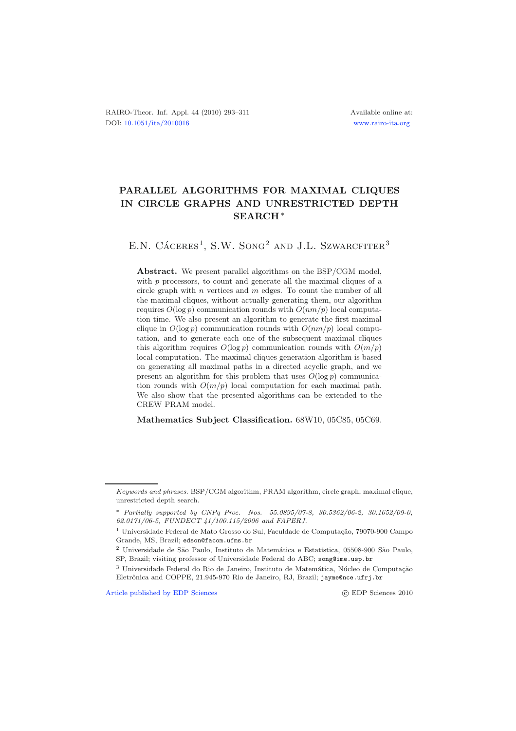RAIRO-Theor. Inf. Appl. 44 (2010) 293–311
DOI: 10.1051/ita/2010016

Available online at:
www.rairo-ita.org

# PARALLEL ALGORITHMS FOR MAXIMAL CLIQUES IN CIRCLE GRAPHS AND UNRESTRICTED DEPTH SEARCH [*]

E.N. Cáceres[1], S.W. Song[2] and J.L. Szwarcfiter[3]

**Abstract.** We present parallel algorithms on the BSP/CGM model, with $p$ processors, to count and generate all the maximal cliques of a circle graph with $n$ vertices and $m$ edges. To count the number of all the maximal cliques, without actually generating them, our algorithm requires $O(\log p)$ communication rounds with $O(nm/p)$ local computation time. We also present an algorithm to generate the first maximal clique in $O(\log p)$ communication rounds with $O(nm/p)$ local computation, and to generate each one of the subsequent maximal cliques this algorithm requires $O(\log p)$ communication rounds with $O(m/p)$ local computation. The maximal cliques generation algorithm is based on generating all maximal paths in a directed acyclic graph, and we present an algorithm for this problem that uses $O(\log p)$ communication rounds with $O(m/p)$ local computation for each maximal path. We also show that the presented algorithms can be extended to the CREW PRAM model.

**Mathematics Subject Classification.** 68W10, 05C85, 05C69.

---

*Keywords and phrases.* BSP/CGM algorithm, PRAM algorithm, circle graph, maximal clique, unrestricted depth search.

[*] *Partially supported by CNPq Proc. Nos. 55.0895/07-8, 30.5362/06-2, 30.1652/09-0, 62.0171/06-5, FUNDECT 41/100.115/2006 and FAPERJ.*

[1] Universidade Federal de Mato Grosso do Sul, Faculdade de Computação, 79070-900 Campo Grande, MS, Brazil; edson@facom.ufms.br

[2] Universidade de São Paulo, Instituto de Matemática e Estatística, 05508-900 São Paulo, SP, Brazil; visiting professor of Universidade Federal do ABC; song@ime.usp.br

[3] Universidade Federal do Rio de Janeiro, Instituto de Matemática, Núcleo de Computação Eletrônica and COPPE, 21.945-970 Rio de Janeiro, RJ, Brazil; jayme@nce.ufrj.br

Article published by EDP Sciences © EDP Sciences 2010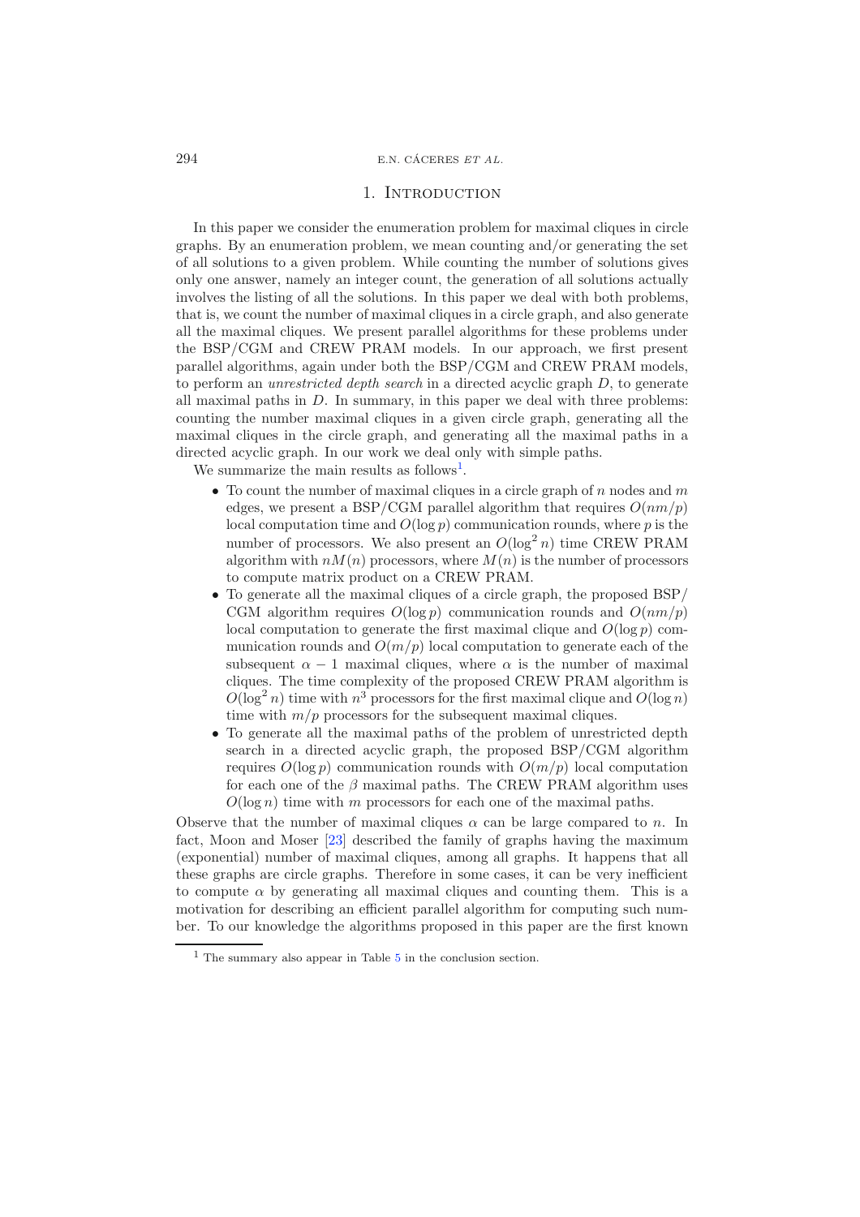## 1. Introduction

In this paper we consider the enumeration problem for maximal cliques in circle graphs. By an enumeration problem, we mean counting and/or generating the set of all solutions to a given problem. While counting the number of solutions gives only one answer, namely an integer count, the generation of all solutions actually involves the listing of all the solutions. In this paper we deal with both problems, that is, we count the number of maximal cliques in a circle graph, and also generate all the maximal cliques. We present parallel algorithms for these problems under the BSP/CGM and CREW PRAM models. In our approach, we first present parallel algorithms, again under both the BSP/CGM and CREW PRAM models, to perform an *unrestricted depth search* in a directed acyclic graph $D$, to generate all maximal paths in $D$. In summary, in this paper we deal with three problems: counting the number maximal cliques in a given circle graph, generating all the maximal cliques in the circle graph, and generating all the maximal paths in a directed acyclic graph. In our work we deal only with simple paths.

We summarize the main results as follows[1].

- To count the number of maximal cliques in a circle graph of $n$ nodes and $m$ edges, we present a BSP/CGM parallel algorithm that requires $O(nm/p)$ local computation time and $O(\log p)$ communication rounds, where $p$ is the number of processors. We also present an $O(\log^2 n)$ time CREW PRAM algorithm with $nM(n)$ processors, where $M(n)$ is the number of processors to compute matrix product on a CREW PRAM.
- To generate all the maximal cliques of a circle graph, the proposed BSP/CGM algorithm requires $O(\log p)$ communication rounds and $O(nm/p)$ local computation to generate the first maximal clique and $O(\log p)$ communication rounds and $O(m/p)$ local computation to generate each of the subsequent $\alpha - 1$ maximal cliques, where $\alpha$ is the number of maximal cliques. The time complexity of the proposed CREW PRAM algorithm is $O(\log^2 n)$ time with $n^3$ processors for the first maximal clique and $O(\log n)$ time with $m/p$ processors for the subsequent maximal cliques.
- To generate all the maximal paths of the problem of unrestricted depth search in a directed acyclic graph, the proposed BSP/CGM algorithm requires $O(\log p)$ communication rounds with $O(m/p)$ local computation for each one of the $\beta$ maximal paths. The CREW PRAM algorithm uses $O(\log n)$ time with $m$ processors for each one of the maximal paths.

Observe that the number of maximal cliques $\alpha$ can be large compared to $n$. In fact, Moon and Moser [23] described the family of graphs having the maximum (exponential) number of maximal cliques, among all graphs. It happens that all these graphs are circle graphs. Therefore in some cases, it can be very inefficient to compute $\alpha$ by generating all maximal cliques and counting them. This is a motivation for describing an efficient parallel algorithm for computing such number. To our knowledge the algorithms proposed in this paper are the first known

[1] The summary also appear in Table 5 in the conclusion section.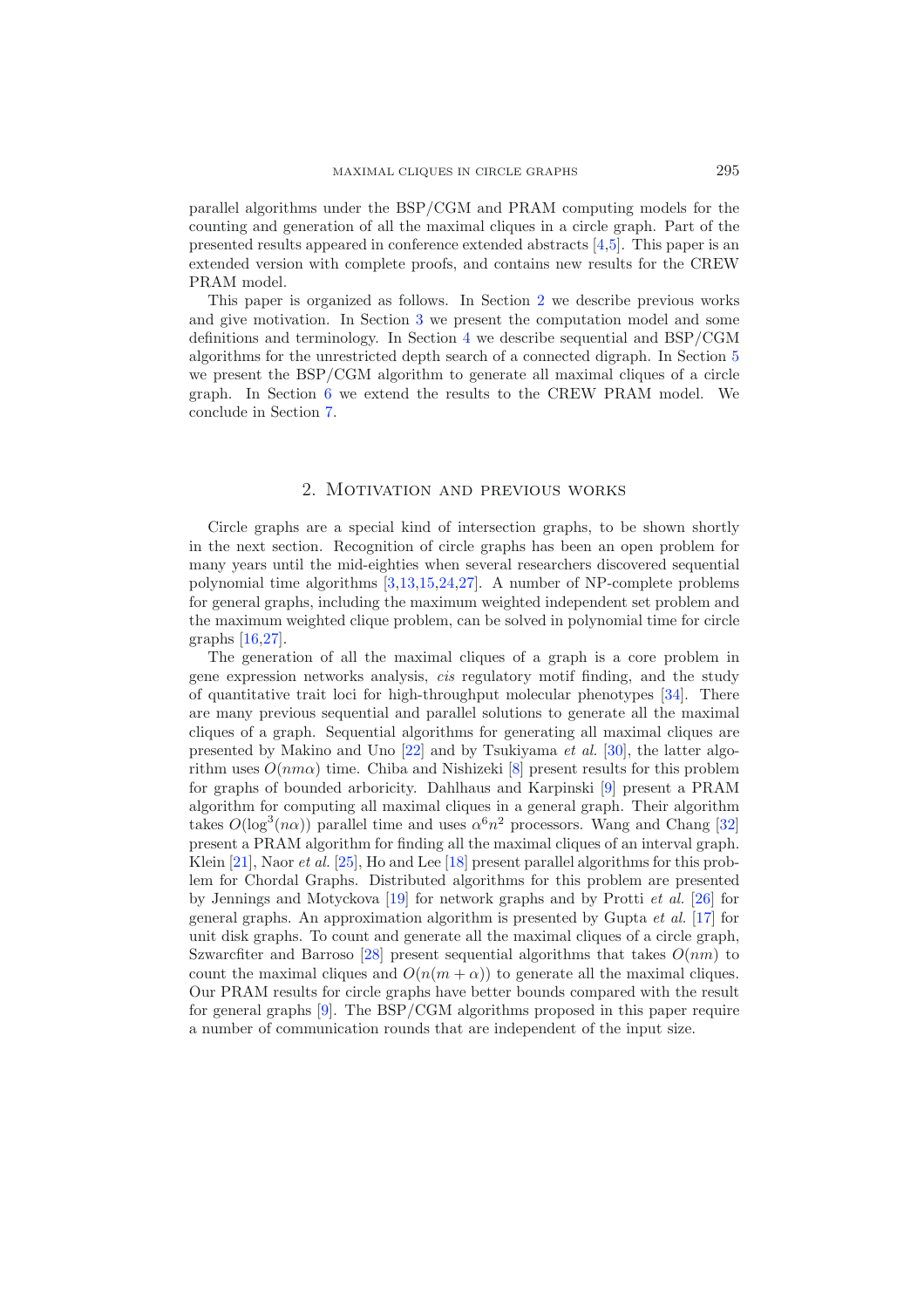parallel algorithms under the BSP/CGM and PRAM computing models for the counting and generation of all the maximal cliques in a circle graph. Part of the presented results appeared in conference extended abstracts [4,5]. This paper is an extended version with complete proofs, and contains new results for the CREW PRAM model.

This paper is organized as follows. In Section 2 we describe previous works and give motivation. In Section 3 we present the computation model and some definitions and terminology. In Section 4 we describe sequential and BSP/CGM algorithms for the unrestricted depth search of a connected digraph. In Section 5 we present the BSP/CGM algorithm to generate all maximal cliques of a circle graph. In Section 6 we extend the results to the CREW PRAM model. We conclude in Section 7.

## 2. Motivation and previous works

Circle graphs are a special kind of intersection graphs, to be shown shortly in the next section. Recognition of circle graphs has been an open problem for many years until the mid-eighties when several researchers discovered sequential polynomial time algorithms [3,13,15,24,27]. A number of NP-complete problems for general graphs, including the maximum weighted independent set problem and the maximum weighted clique problem, can be solved in polynomial time for circle graphs [16,27].

The generation of all the maximal cliques of a graph is a core problem in gene expression networks analysis, *cis* regulatory motif finding, and the study of quantitative trait loci for high-throughput molecular phenotypes [34]. There are many previous sequential and parallel solutions to generate all the maximal cliques of a graph. Sequential algorithms for generating all maximal cliques are presented by Makino and Uno [22] and by Tsukiyama *et al.* [30], the latter algorithm uses $O(nm\alpha)$ time. Chiba and Nishizeki [8] present results for this problem for graphs of bounded arboricity. Dahlhaus and Karpinski [9] present a PRAM algorithm for computing all maximal cliques in a general graph. Their algorithm takes $O(\log^3(n\alpha))$ parallel time and uses $\alpha^6 n^2$ processors. Wang and Chang [32] present a PRAM algorithm for finding all the maximal cliques of an interval graph. Klein [21], Naor *et al.* [25], Ho and Lee [18] present parallel algorithms for this problem for Chordal Graphs. Distributed algorithms for this problem are presented by Jennings and Motyckova [19] for network graphs and by Protti *et al.* [26] for general graphs. An approximation algorithm is presented by Gupta *et al.* [17] for unit disk graphs. To count and generate all the maximal cliques of a circle graph, Szwarcfiter and Barroso [28] present sequential algorithms that takes $O(nm)$ to count the maximal cliques and $O(n(m + \alpha))$ to generate all the maximal cliques. Our PRAM results for circle graphs have better bounds compared with the result for general graphs [9]. The BSP/CGM algorithms proposed in this paper require a number of communication rounds that are independent of the input size.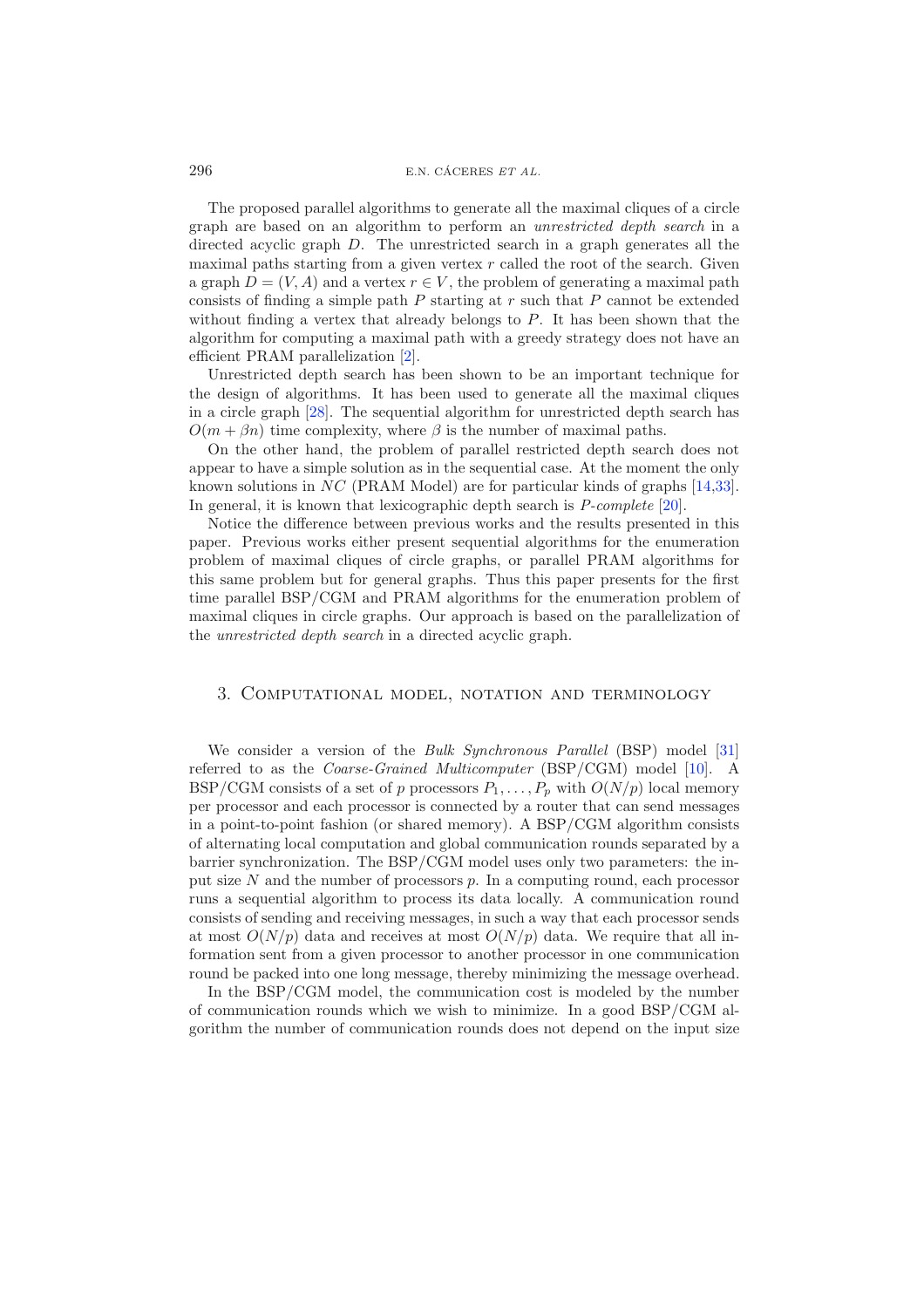The proposed parallel algorithms to generate all the maximal cliques of a circle graph are based on an algorithm to perform an *unrestricted depth search* in a directed acyclic graph $D$. The unrestricted search in a graph generates all the maximal paths starting from a given vertex $r$ called the root of the search. Given a graph $D = (V, A)$ and a vertex $r \in V$, the problem of generating a maximal path consists of finding a simple path $P$ starting at $r$ such that $P$ cannot be extended without finding a vertex that already belongs to $P$. It has been shown that the algorithm for computing a maximal path with a greedy strategy does not have an efficient PRAM parallelization [2].

Unrestricted depth search has been shown to be an important technique for the design of algorithms. It has been used to generate all the maximal cliques in a circle graph [28]. The sequential algorithm for unrestricted depth search has $O(m + \beta n)$ time complexity, where $\beta$ is the number of maximal paths.

On the other hand, the problem of parallel restricted depth search does not appear to have a simple solution as in the sequential case. At the moment the only known solutions in *NC* (PRAM Model) are for particular kinds of graphs [14,33]. In general, it is known that lexicographic depth search is *P-complete* [20].

Notice the difference between previous works and the results presented in this paper. Previous works either present sequential algorithms for the enumeration problem of maximal cliques of circle graphs, or parallel PRAM algorithms for this same problem but for general graphs. Thus this paper presents for the first time parallel BSP/CGM and PRAM algorithms for the enumeration problem of maximal cliques in circle graphs. Our approach is based on the parallelization of the *unrestricted depth search* in a directed acyclic graph.

## 3. Computational model, notation and terminology

We consider a version of the *Bulk Synchronous Parallel* (BSP) model [31] referred to as the *Coarse-Grained Multicomputer* (BSP/CGM) model [10]. A BSP/CGM consists of a set of $p$ processors $P_1, \ldots, P_p$ with $O(N/p)$ local memory per processor and each processor is connected by a router that can send messages in a point-to-point fashion (or shared memory). A BSP/CGM algorithm consists of alternating local computation and global communication rounds separated by a barrier synchronization. The BSP/CGM model uses only two parameters: the input size $N$ and the number of processors $p$. In a computing round, each processor runs a sequential algorithm to process its data locally. A communication round consists of sending and receiving messages, in such a way that each processor sends at most $O(N/p)$ data and receives at most $O(N/p)$ data. We require that all information sent from a given processor to another processor in one communication round be packed into one long message, thereby minimizing the message overhead.

In the BSP/CGM model, the communication cost is modeled by the number of communication rounds which we wish to minimize. In a good BSP/CGM algorithm the number of communication rounds does not depend on the input size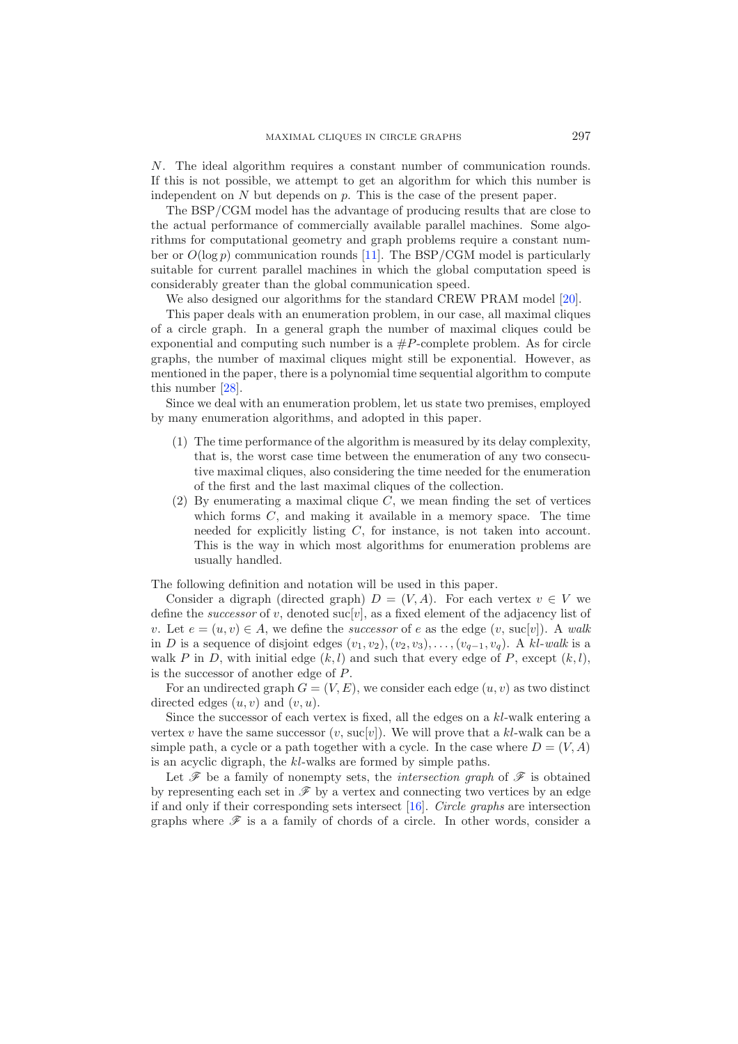$N$. The ideal algorithm requires a constant number of communication rounds. If this is not possible, we attempt to get an algorithm for which this number is independent on $N$ but depends on $p$. This is the case of the present paper.

The BSP/CGM model has the advantage of producing results that are close to the actual performance of commercially available parallel machines. Some algorithms for computational geometry and graph problems require a constant number or $O(\log p)$ communication rounds [11]. The BSP/CGM model is particularly suitable for current parallel machines in which the global computation speed is considerably greater than the global communication speed.

We also designed our algorithms for the standard CREW PRAM model [20].

This paper deals with an enumeration problem, in our case, all maximal cliques of a circle graph. In a general graph the number of maximal cliques could be exponential and computing such number is a $\#P$-complete problem. As for circle graphs, the number of maximal cliques might still be exponential. However, as mentioned in the paper, there is a polynomial time sequential algorithm to compute this number [28].

Since we deal with an enumeration problem, let us state two premises, employed by many enumeration algorithms, and adopted in this paper.

(1) The time performance of the algorithm is measured by its delay complexity, that is, the worst case time between the enumeration of any two consecutive maximal cliques, also considering the time needed for the enumeration of the first and the last maximal cliques of the collection.

(2) By enumerating a maximal clique $C$, we mean finding the set of vertices which forms $C$, and making it available in a memory space. The time needed for explicitly listing $C$, for instance, is not taken into account. This is the way in which most algorithms for enumeration problems are usually handled.

The following definition and notation will be used in this paper.

Consider a digraph (directed graph) $D = (V, A)$. For each vertex $v \in V$ we define the *successor* of $v$, denoted $\text{suc}[v]$, as a fixed element of the adjacency list of $v$. Let $e = (u, v) \in A$, we define the *successor* of $e$ as the edge $(v, \text{suc}[v])$. A *walk* in $D$ is a sequence of disjoint edges $(v_1, v_2), (v_2, v_3), \ldots, (v_{q-1}, v_q)$. A *kl-walk* is a walk $P$ in $D$, with initial edge $(k, l)$ and such that every edge of $P$, except $(k, l)$, is the successor of another edge of $P$.

For an undirected graph $G = (V, E)$, we consider each edge $(u, v)$ as two distinct directed edges $(u, v)$ and $(v, u)$.

Since the successor of each vertex is fixed, all the edges on a $kl$-walk entering a vertex $v$ have the same successor $(v, \text{suc}[v])$. We will prove that a $kl$-walk can be a simple path, a cycle or a path together with a cycle. In the case where $D = (V, A)$ is an acyclic digraph, the $kl$-walks are formed by simple paths.

Let $\mathscr{F}$ be a family of nonempty sets, the *intersection graph* of $\mathscr{F}$ is obtained by representing each set in $\mathscr{F}$ by a vertex and connecting two vertices by an edge if and only if their corresponding sets intersect [16]. *Circle graphs* are intersection graphs where $\mathscr{F}$ is a a family of chords of a circle. In other words, consider a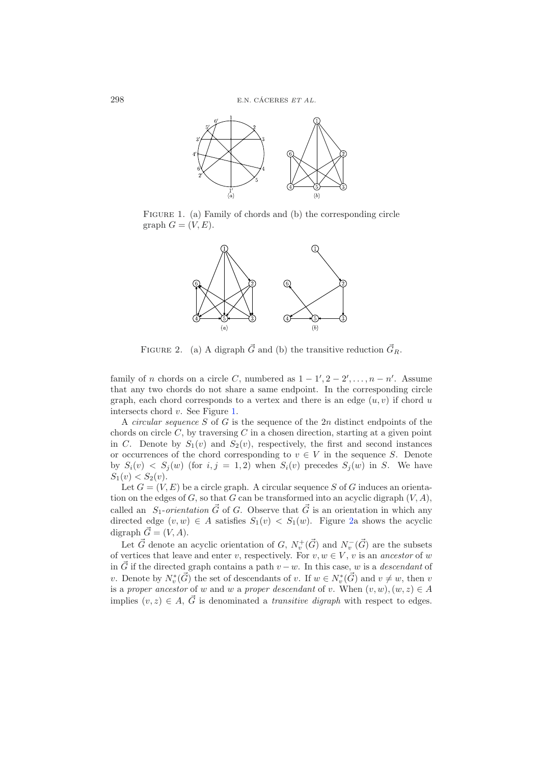FIGURE 1. (a) Family of chords and (b) the corresponding circle graph $G = (V, E)$.

FIGURE 2. (a) A digraph $\vec{G}$ and (b) the transitive reduction $\vec{G}_R$.

family of $n$ chords on a circle $C$, numbered as $1-1', 2-2', \ldots, n-n'$. Assume that any two chords do not share a same endpoint. In the corresponding circle graph, each chord corresponds to a vertex and there is an edge $(u, v)$ if chord $u$ intersects chord $v$. See Figure 1.

A *circular sequence* $S$ of $G$ is the sequence of the $2n$ distinct endpoints of the chords on circle $C$, by traversing $C$ in a chosen direction, starting at a given point in $C$. Denote by $S_1(v)$ and $S_2(v)$, respectively, the first and second instances or occurrences of the chord corresponding to $v \in V$ in the sequence $S$. Denote by $S_i(v) < S_j(w)$ (for $i, j = 1, 2$) when $S_i(v)$ precedes $S_j(w)$ in $S$. We have $S_1(v) < S_2(v)$.

Let $G = (V, E)$ be a circle graph. A circular sequence $S$ of $G$ induces an orientation on the edges of $G$, so that $G$ can be transformed into an acyclic digraph $(V, A)$, called an $S_1$-*orientation* $\vec{G}$ of $G$. Observe that $\vec{G}$ is an orientation in which any directed edge $(v, w) \in A$ satisfies $S_1(v) < S_1(w)$. Figure 2a shows the acyclic digraph $\vec{G} = (V, A)$.

Let $\vec{G}$ denote an acyclic orientation of $G$, $N_v^+(\vec{G})$ and $N_v^-(\vec{G})$ are the subsets of vertices that leave and enter $v$, respectively. For $v, w \in V$, $v$ is an *ancestor* of $w$ in $\vec{G}$ if the directed graph contains a path $v - w$. In this case, $w$ is a *descendant* of $v$. Denote by $N_v^*(\vec{G})$ the set of descendants of $v$. If $w \in N_v^*(\vec{G})$ and $v \neq w$, then $v$ is a *proper ancestor* of $w$ and $w$ a *proper descendant* of $v$. When $(v, w), (w, z) \in A$ implies $(v, z) \in A$, $\vec{G}$ is denominated a *transitive digraph* with respect to edges.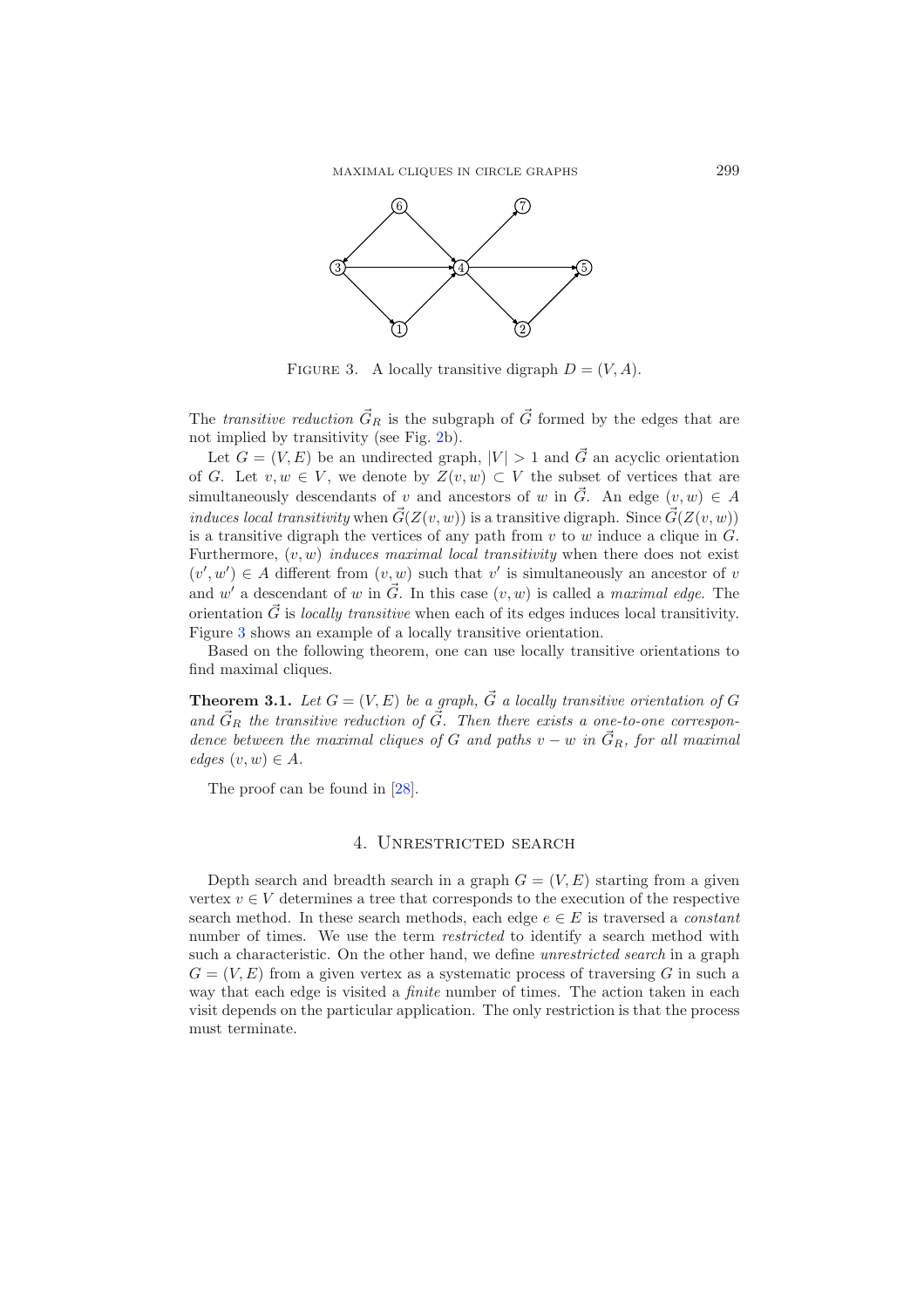FIGURE 3. A locally transitive digraph $D = (V, A)$.

The *transitive reduction* $\vec{G}_R$ is the subgraph of $\vec{G}$ formed by the edges that are not implied by transitivity (see Fig. 2b).

Let $G = (V, E)$ be an undirected graph, $|V| > 1$ and $\vec{G}$ an acyclic orientation of $G$. Let $v, w \in V$, we denote by $Z(v, w) \subset V$ the subset of vertices that are simultaneously descendants of $v$ and ancestors of $w$ in $\vec{G}$. An edge $(v, w) \in A$ *induces local transitivity* when $\vec{G}(Z(v, w))$ is a transitive digraph. Since $\vec{G}(Z(v, w))$ is a transitive digraph the vertices of any path from $v$ to $w$ induce a clique in $G$. Furthermore, $(v, w)$ *induces maximal local transitivity* when there does not exist $(v', w') \in A$ different from $(v, w)$ such that $v'$ is simultaneously an ancestor of $v$ and $w'$ a descendant of $w$ in $\vec{G}$. In this case $(v, w)$ is called a *maximal edge*. The orientation $\vec{G}$ is *locally transitive* when each of its edges induces local transitivity. Figure 3 shows an example of a locally transitive orientation.

Based on the following theorem, one can use locally transitive orientations to find maximal cliques.

**Theorem 3.1.** *Let $G = (V, E)$ be a graph, $\vec{G}$ a locally transitive orientation of $G$ and $\vec{G}_R$ the transitive reduction of $\vec{G}$. Then there exists a one-to-one correspondence between the maximal cliques of $G$ and paths $v - w$ in $\vec{G}_R$, for all maximal edges $(v, w) \in A$.*

The proof can be found in [28].

## 4. Unrestricted search

Depth search and breadth search in a graph $G = (V, E)$ starting from a given vertex $v \in V$ determines a tree that corresponds to the execution of the respective search method. In these search methods, each edge $e \in E$ is traversed a *constant* number of times. We use the term *restricted* to identify a search method with such a characteristic. On the other hand, we define *unrestricted search* in a graph $G = (V, E)$ from a given vertex as a systematic process of traversing $G$ in such a way that each edge is visited a *finite* number of times. The action taken in each visit depends on the particular application. The only restriction is that the process must terminate.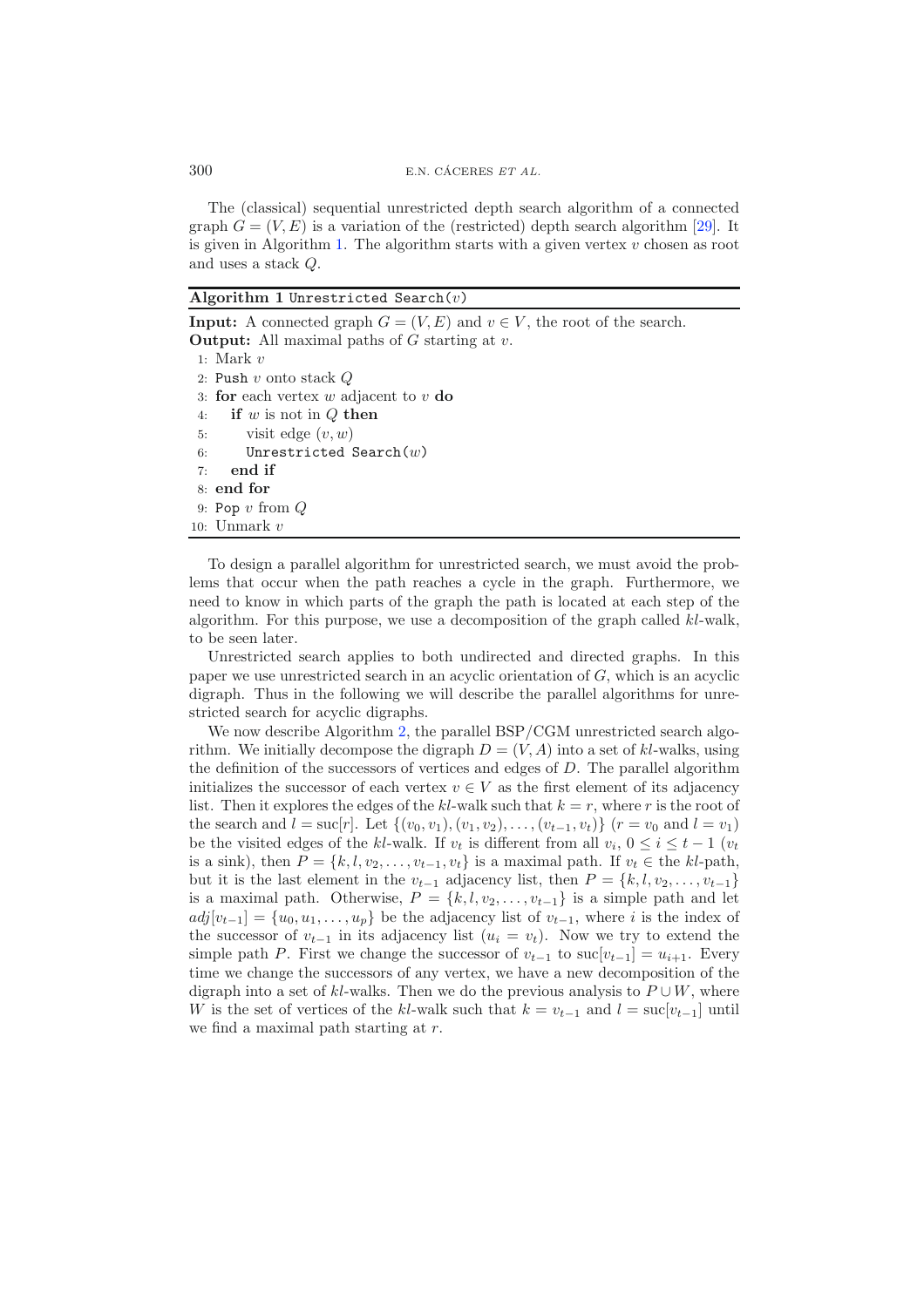The (classical) sequential unrestricted depth search algorithm of a connected graph $G = (V, E)$ is a variation of the (restricted) depth search algorithm [29]. It is given in Algorithm 1. The algorithm starts with a given vertex $v$ chosen as root and uses a stack $Q$.

**Algorithm 1** `Unrestricted Search`($v$)

**Input:** A connected graph $G = (V, E)$ and $v \in V$, the root of the search.
**Output:** All maximal paths of $G$ starting at $v$.

```
1:  Mark v
2:  Push v onto stack Q
3:  for each vertex w adjacent to v do
4:    if w is not in Q then
5:      visit edge (v, w)
6:      Unrestricted Search(w)
7:    end if
8:  end for
9:  Pop v from Q
10: Unmark v
```

To design a parallel algorithm for unrestricted search, we must avoid the problems that occur when the path reaches a cycle in the graph. Furthermore, we need to know in which parts of the graph the path is located at each step of the algorithm. For this purpose, we use a decomposition of the graph called $kl$-walk, to be seen later.

Unrestricted search applies to both undirected and directed graphs. In this paper we use unrestricted search in an acyclic orientation of $G$, which is an acyclic digraph. Thus in the following we will describe the parallel algorithms for unrestricted search for acyclic digraphs.

We now describe Algorithm 2, the parallel BSP/CGM unrestricted search algorithm. We initially decompose the digraph $D = (V, A)$ into a set of $kl$-walks, using the definition of the successors of vertices and edges of $D$. The parallel algorithm initializes the successor of each vertex $v \in V$ as the first element of its adjacency list. Then it explores the edges of the $kl$-walk such that $k = r$, where $r$ is the root of the search and $l = \text{suc}[r]$. Let $\{(v_0, v_1), (v_1, v_2), \ldots, (v_{t-1}, v_t)\}$ ($r = v_0$ and $l = v_1$) be the visited edges of the $kl$-walk. If $v_t$ is different from all $v_i$, $0 \leq i \leq t-1$ ($v_t$ is a sink), then $P = \{k, l, v_2, \ldots, v_{t-1}, v_t\}$ is a maximal path. If $v_t \in$ the $kl$-path, but it is the last element in the $v_{t-1}$ adjacency list, then $P = \{k, l, v_2, \ldots, v_{t-1}\}$ is a maximal path. Otherwise, $P = \{k, l, v_2, \ldots, v_{t-1}\}$ is a simple path and let $adj[v_{t-1}] = \{u_0, u_1, \ldots, u_p\}$ be the adjacency list of $v_{t-1}$, where $i$ is the index of the successor of $v_{t-1}$ in its adjacency list ($u_i = v_t$). Now we try to extend the simple path $P$. First we change the successor of $v_{t-1}$ to $\text{suc}[v_{t-1}] = u_{i+1}$. Every time we change the successors of any vertex, we have a new decomposition of the digraph into a set of $kl$-walks. Then we do the previous analysis to $P \cup W$, where $W$ is the set of vertices of the $kl$-walk such that $k = v_{t-1}$ and $l = \text{suc}[v_{t-1}]$ until we find a maximal path starting at $r$.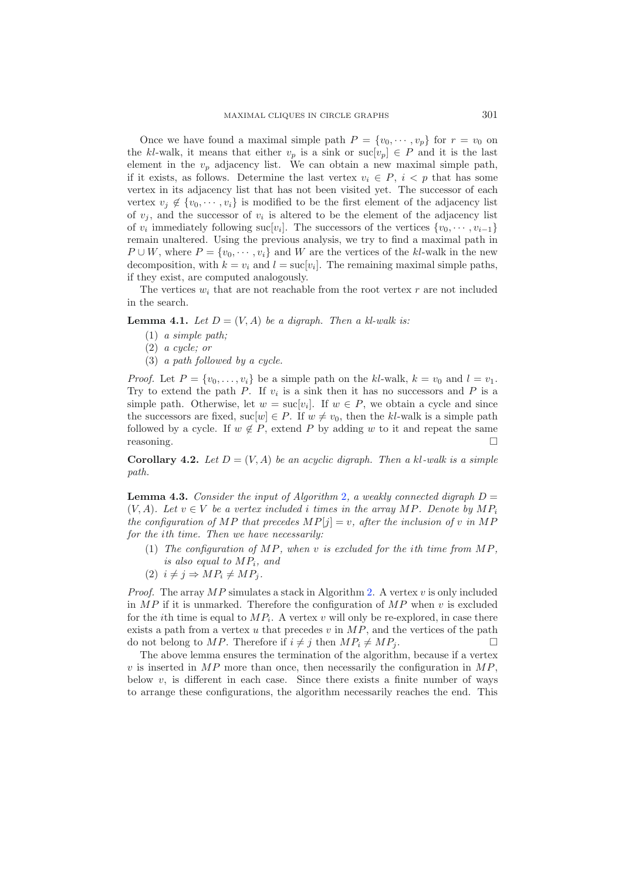Once we have found a maximal simple path $P = \{v_0, \cdots, v_p\}$ for $r = v_0$ on the *kl*-walk, it means that either $v_p$ is a sink or $\text{suc}[v_p] \in P$ and it is the last element in the $v_p$ adjacency list. We can obtain a new maximal simple path, if it exists, as follows. Determine the last vertex $v_i \in P$, $i < p$ that has some vertex in its adjacency list that has not been visited yet. The successor of each vertex $v_j \notin \{v_0, \cdots, v_i\}$ is modified to be the first element of the adjacency list of $v_j$, and the successor of $v_i$ is altered to be the element of the adjacency list of $v_i$ immediately following $\text{suc}[v_i]$. The successors of the vertices $\{v_0, \cdots, v_{i-1}\}$ remain unaltered. Using the previous analysis, we try to find a maximal path in $P \cup W$, where $P = \{v_0, \cdots, v_i\}$ and $W$ are the vertices of the *kl*-walk in the new decomposition, with $k = v_i$ and $l = \text{suc}[v_i]$. The remaining maximal simple paths, if they exist, are computed analogously.

The vertices $w_i$ that are not reachable from the root vertex $r$ are not included in the search.

**Lemma 4.1.** *Let $D = (V, A)$ be a digraph. Then a kl-walk is:*

(1) *a simple path;*
(2) *a cycle; or*
(3) *a path followed by a cycle.*

*Proof.* Let $P = \{v_0, \ldots, v_i\}$ be a simple path on the *kl*-walk, $k = v_0$ and $l = v_1$. Try to extend the path $P$. If $v_i$ is a sink then it has no successors and $P$ is a simple path. Otherwise, let $w = \text{suc}[v_i]$. If $w \in P$, we obtain a cycle and since the successors are fixed, $\text{suc}[w] \in P$. If $w \neq v_0$, then the *kl*-walk is a simple path followed by a cycle. If $w \notin P$, extend $P$ by adding $w$ to it and repeat the same reasoning. □

**Corollary 4.2.** *Let $D = (V, A)$ be an acyclic digraph. Then a kl-walk is a simple path.*

**Lemma 4.3.** *Consider the input of Algorithm 2, a weakly connected digraph $D = (V, A)$. Let $v \in V$ be a vertex included $i$ times in the array $MP$. Denote by $MP_i$ the configuration of $MP$ that precedes $MP[j] = v$, after the inclusion of $v$ in $MP$ for the $i$th time. Then we have necessarily:*

(1) *The configuration of $MP$, when $v$ is excluded for the $i$th time from $MP$, is also equal to $MP_i$, and*
(2) $i \neq j \Rightarrow MP_i \neq MP_j$.

*Proof.* The array $MP$ simulates a stack in Algorithm 2. A vertex $v$ is only included in $MP$ if it is unmarked. Therefore the configuration of $MP$ when $v$ is excluded for the $i$th time is equal to $MP_i$. A vertex $v$ will only be re-explored, in case there exists a path from a vertex $u$ that precedes $v$ in $MP$, and the vertices of the path do not belong to $MP$. Therefore if $i \neq j$ then $MP_i \neq MP_j$. □

The above lemma ensures the termination of the algorithm, because if a vertex $v$ is inserted in $MP$ more than once, then necessarily the configuration in $MP$, below $v$, is different in each case. Since there exists a finite number of ways to arrange these configurations, the algorithm necessarily reaches the end. This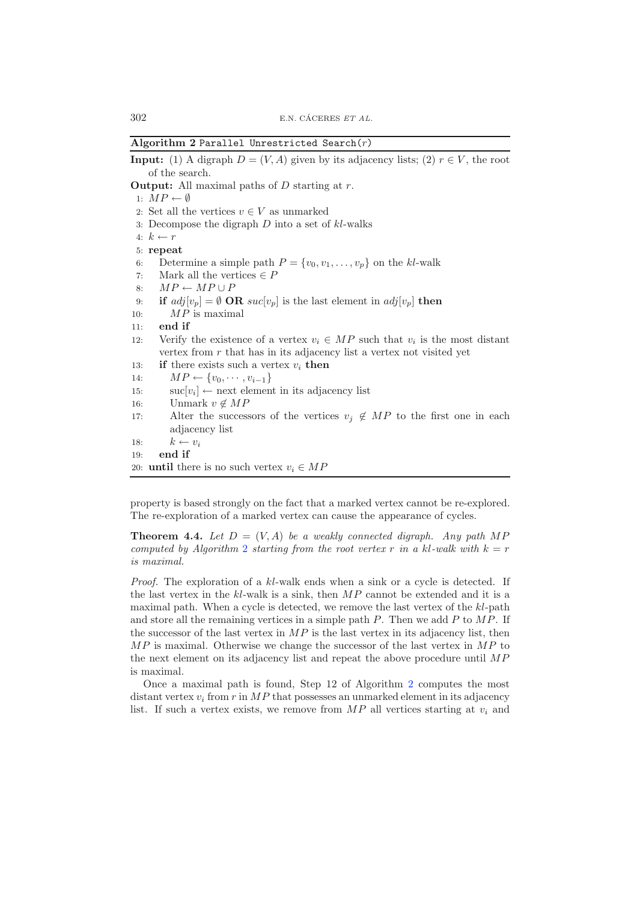**Algorithm 2** `Parallel Unrestricted Search(r)`

**Input:** (1) A digraph $D = (V, A)$ given by its adjacency lists; (2) $r \in V$, the root of the search.

**Output:** All maximal paths of $D$ starting at $r$.

1: $MP \leftarrow \emptyset$
2: Set all the vertices $v \in V$ as unmarked
3: Decompose the digraph $D$ into a set of $kl$-walks
4: $k \leftarrow r$
5: **repeat**
6: Determine a simple path $P = \{v_0, v_1, \ldots, v_p\}$ on the $kl$-walk
7: Mark all the vertices $\in P$
8: $MP \leftarrow MP \cup P$
9: **if** $adj[v_p] = \emptyset$ **OR** $suc[v_p]$ is the last element in $adj[v_p]$ **then**
10: $MP$ is maximal
11: **end if**
12: Verify the existence of a vertex $v_i \in MP$ such that $v_i$ is the most distant vertex from $r$ that has in its adjacency list a vertex not visited yet
13: **if** there exists such a vertex $v_i$ **then**
14: $MP \leftarrow \{v_0, \cdots, v_{i-1}\}$
15: $\text{suc}[v_i] \leftarrow$ next element in its adjacency list
16: Unmark $v \notin MP$
17: Alter the successors of the vertices $v_j \notin MP$ to the first one in each adjacency list
18: $k \leftarrow v_i$
19: **end if**
20: **until** there is no such vertex $v_i \in MP$

property is based strongly on the fact that a marked vertex cannot be re-explored. The re-exploration of a marked vertex can cause the appearance of cycles.

**Theorem 4.4.** *Let $D = (V, A)$ be a weakly connected digraph. Any path $MP$ computed by Algorithm 2 starting from the root vertex $r$ in a $kl$-walk with $k = r$ is maximal.*

*Proof.* The exploration of a $kl$-walk ends when a sink or a cycle is detected. If the last vertex in the $kl$-walk is a sink, then $MP$ cannot be extended and it is a maximal path. When a cycle is detected, we remove the last vertex of the $kl$-path and store all the remaining vertices in a simple path $P$. Then we add $P$ to $MP$. If the successor of the last vertex in $MP$ is the last vertex in its adjacency list, then $MP$ is maximal. Otherwise we change the successor of the last vertex in $MP$ to the next element on its adjacency list and repeat the above procedure until $MP$ is maximal.

Once a maximal path is found, Step 12 of Algorithm 2 computes the most distant vertex $v_i$ from $r$ in $MP$ that possesses an unmarked element in its adjacency list. If such a vertex exists, we remove from $MP$ all vertices starting at $v_i$ and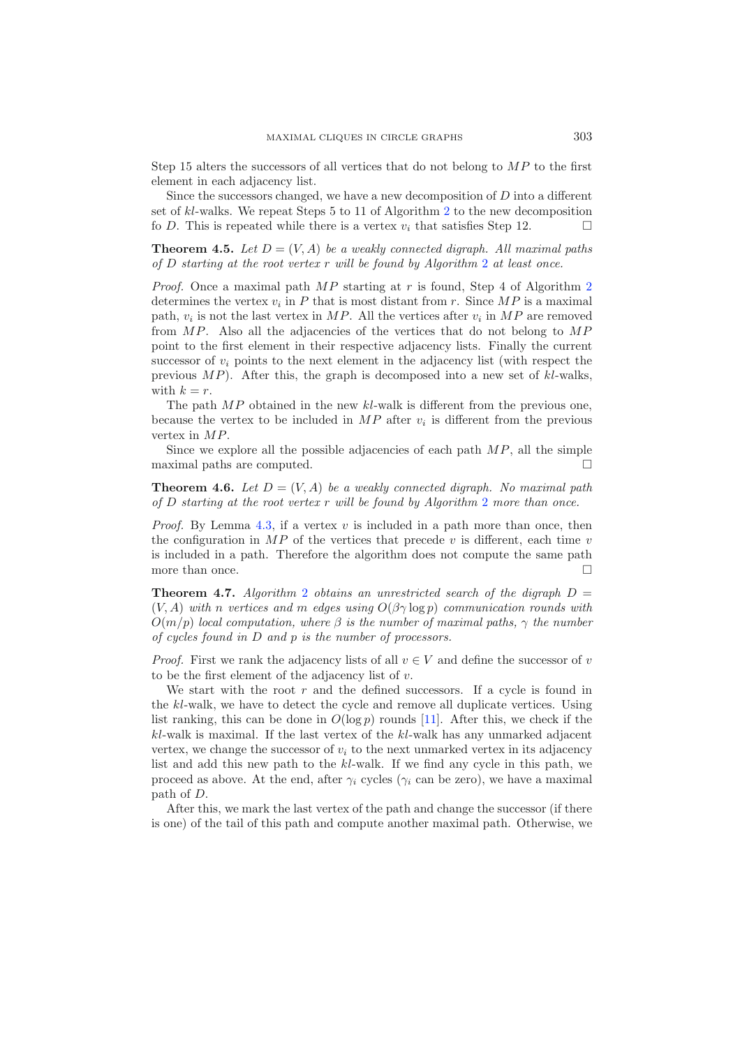Step 15 alters the successors of all vertices that do not belong to $MP$ to the first element in each adjacency list.

Since the successors changed, we have a new decomposition of $D$ into a different set of $kl$-walks. We repeat Steps 5 to 11 of Algorithm 2 to the new decomposition fo $D$. This is repeated while there is a vertex $v_i$ that satisfies Step 12. □

**Theorem 4.5.** *Let $D = (V, A)$ be a weakly connected digraph. All maximal paths of $D$ starting at the root vertex $r$ will be found by Algorithm 2 at least once.*

*Proof.* Once a maximal path $MP$ starting at $r$ is found, Step 4 of Algorithm 2 determines the vertex $v_i$ in $P$ that is most distant from $r$. Since $MP$ is a maximal path, $v_i$ is not the last vertex in $MP$. All the vertices after $v_i$ in $MP$ are removed from $MP$. Also all the adjacencies of the vertices that do not belong to $MP$ point to the first element in their respective adjacency lists. Finally the current successor of $v_i$ points to the next element in the adjacency list (with respect the previous $MP$). After this, the graph is decomposed into a new set of $kl$-walks, with $k = r$.

The path $MP$ obtained in the new $kl$-walk is different from the previous one, because the vertex to be included in $MP$ after $v_i$ is different from the previous vertex in $MP$.

Since we explore all the possible adjacencies of each path $MP$, all the simple maximal paths are computed. □

**Theorem 4.6.** *Let $D = (V, A)$ be a weakly connected digraph. No maximal path of $D$ starting at the root vertex $r$ will be found by Algorithm 2 more than once.*

*Proof.* By Lemma 4.3, if a vertex $v$ is included in a path more than once, then the configuration in $MP$ of the vertices that precede $v$ is different, each time $v$ is included in a path. Therefore the algorithm does not compute the same path more than once. □

**Theorem 4.7.** *Algorithm 2 obtains an unrestricted search of the digraph $D = (V, A)$ with $n$ vertices and $m$ edges using $O(\beta\gamma \log p)$ communication rounds with $O(m/p)$ local computation, where $\beta$ is the number of maximal paths, $\gamma$ the number of cycles found in $D$ and $p$ is the number of processors.*

*Proof.* First we rank the adjacency lists of all $v \in V$ and define the successor of $v$ to be the first element of the adjacency list of $v$.

We start with the root $r$ and the defined successors. If a cycle is found in the $kl$-walk, we have to detect the cycle and remove all duplicate vertices. Using list ranking, this can be done in $O(\log p)$ rounds [11]. After this, we check if the $kl$-walk is maximal. If the last vertex of the $kl$-walk has any unmarked adjacent vertex, we change the successor of $v_i$ to the next unmarked vertex in its adjacency list and add this new path to the $kl$-walk. If we find any cycle in this path, we proceed as above. At the end, after $\gamma_i$ cycles ($\gamma_i$ can be zero), we have a maximal path of $D$.

After this, we mark the last vertex of the path and change the successor (if there is one) of the tail of this path and compute another maximal path. Otherwise, we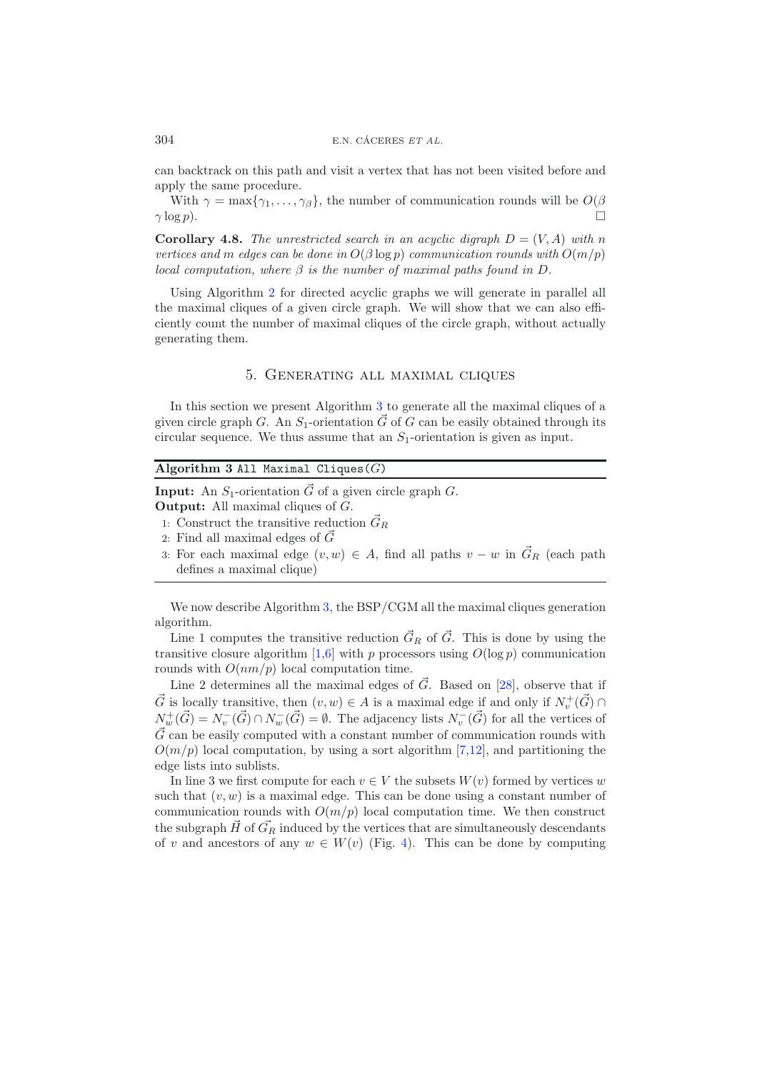can backtrack on this path and visit a vertex that has not been visited before and apply the same procedure.

With $\gamma = \max\{\gamma_1, \ldots, \gamma_\beta\}$, the number of communication rounds will be $O(\beta \gamma \log p)$. $\square$

**Corollary 4.8.** *The unrestricted search in an acyclic digraph $D = (V, A)$ with $n$ vertices and $m$ edges can be done in $O(\beta \log p)$ communication rounds with $O(m/p)$ local computation, where $\beta$ is the number of maximal paths found in $D$.*

Using Algorithm 2 for directed acyclic graphs we will generate in parallel all the maximal cliques of a given circle graph. We will show that we can also efficiently count the number of maximal cliques of the circle graph, without actually generating them.

## 5. Generating all maximal cliques

In this section we present Algorithm 3 to generate all the maximal cliques of a given circle graph $G$. An $S_1$-orientation $\vec{G}$ of $G$ can be easily obtained through its circular sequence. We thus assume that an $S_1$-orientation is given as input.

---

**Algorithm 3** `All Maximal Cliques(`$G$`)`

---

**Input:** An $S_1$-orientation $\vec{G}$ of a given circle graph $G$.
**Output:** All maximal cliques of $G$.

1: Construct the transitive reduction $\vec{G}_R$
2: Find all maximal edges of $\vec{G}$
3: For each maximal edge $(v, w) \in A$, find all paths $v - w$ in $\vec{G}_R$ (each path defines a maximal clique)

---

We now describe Algorithm 3, the BSP/CGM all the maximal cliques generation algorithm.

Line 1 computes the transitive reduction $\vec{G}_R$ of $\vec{G}$. This is done by using the transitive closure algorithm [1,6] with $p$ processors using $O(\log p)$ communication rounds with $O(nm/p)$ local computation time.

Line 2 determines all the maximal edges of $\vec{G}$. Based on [28], observe that if $\vec{G}$ is locally transitive, then $(v, w) \in A$ is a maximal edge if and only if $N_v^+(\vec{G}) \cap N_w^+(\vec{G}) = N_v^-(\vec{G}) \cap N_w^-(\vec{G}) = \emptyset$. The adjacency lists $N_v^-(\vec{G})$ for all the vertices of $\vec{G}$ can be easily computed with a constant number of communication rounds with $O(m/p)$ local computation, by using a sort algorithm [7,12], and partitioning the edge lists into sublists.

In line 3 we first compute for each $v \in V$ the subsets $W(v)$ formed by vertices $w$ such that $(v, w)$ is a maximal edge. This can be done using a constant number of communication rounds with $O(m/p)$ local computation time. We then construct the subgraph $\vec{H}$ of $\vec{G_R}$ induced by the vertices that are simultaneously descendants of $v$ and ancestors of any $w \in W(v)$ (Fig. 4). This can be done by computing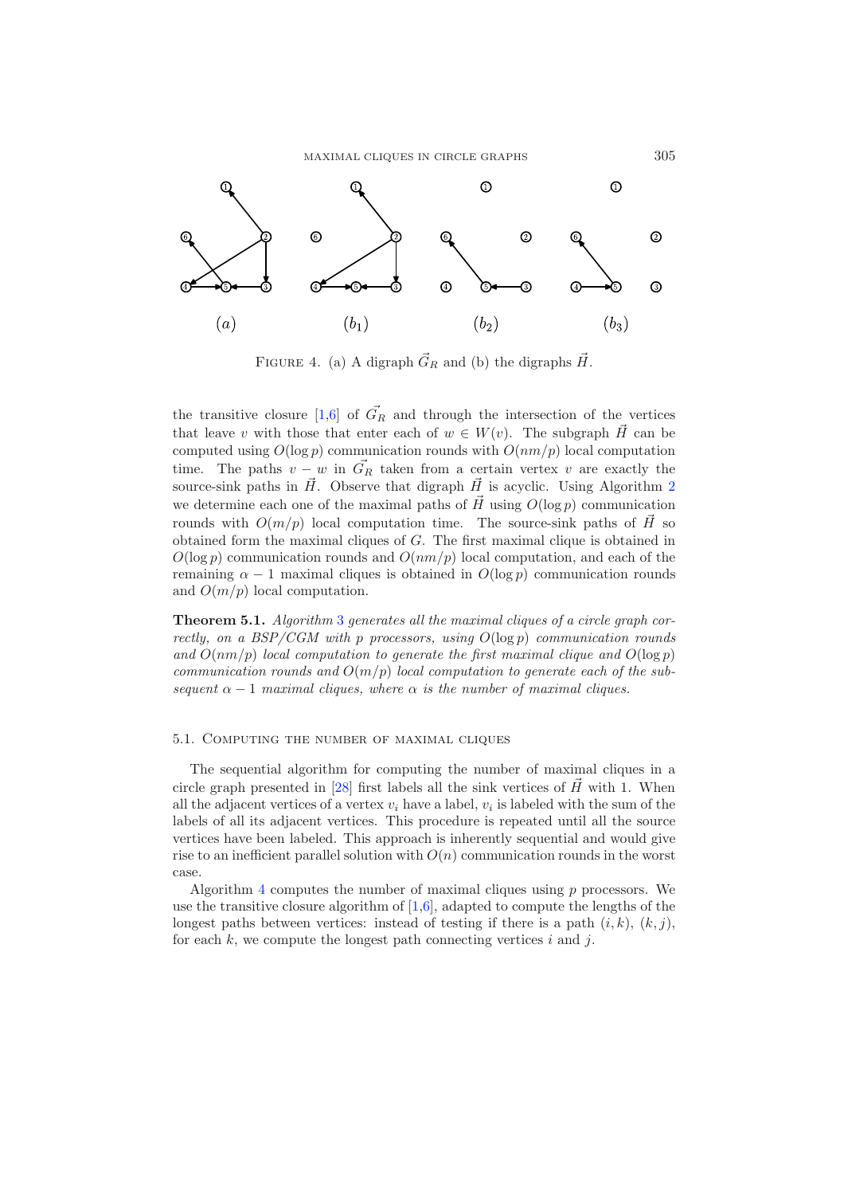FIGURE 4. (a) A digraph $\vec{G}_R$ and (b) the digraphs $\vec{H}$.

the transitive closure [1,6] of $\vec{G_R}$ and through the intersection of the vertices that leave $v$ with those that enter each of $w \in W(v)$. The subgraph $\vec{H}$ can be computed using $O(\log p)$ communication rounds with $O(nm/p)$ local computation time. The paths $v - w$ in $\vec{G_R}$ taken from a certain vertex $v$ are exactly the source-sink paths in $\vec{H}$. Observe that digraph $\vec{H}$ is acyclic. Using Algorithm 2 we determine each one of the maximal paths of $\vec{H}$ using $O(\log p)$ communication rounds with $O(m/p)$ local computation time. The source-sink paths of $\vec{H}$ so obtained form the maximal cliques of $G$. The first maximal clique is obtained in $O(\log p)$ communication rounds and $O(nm/p)$ local computation, and each of the remaining $\alpha - 1$ maximal cliques is obtained in $O(\log p)$ communication rounds and $O(m/p)$ local computation.

**Theorem 5.1.** *Algorithm 3 generates all the maximal cliques of a circle graph correctly, on a BSP/CGM with $p$ processors, using $O(\log p)$ communication rounds and $O(nm/p)$ local computation to generate the first maximal clique and $O(\log p)$ communication rounds and $O(m/p)$ local computation to generate each of the subsequent $\alpha - 1$ maximal cliques, where $\alpha$ is the number of maximal cliques.*

### 5.1. Computing the number of maximal cliques

The sequential algorithm for computing the number of maximal cliques in a circle graph presented in [28] first labels all the sink vertices of $\vec{H}$ with 1. When all the adjacent vertices of a vertex $v_i$ have a label, $v_i$ is labeled with the sum of the labels of all its adjacent vertices. This procedure is repeated until all the source vertices have been labeled. This approach is inherently sequential and would give rise to an inefficient parallel solution with $O(n)$ communication rounds in the worst case.

Algorithm 4 computes the number of maximal cliques using $p$ processors. We use the transitive closure algorithm of [1,6], adapted to compute the lengths of the longest paths between vertices: instead of testing if there is a path $(i, k)$, $(k, j)$, for each $k$, we compute the longest path connecting vertices $i$ and $j$.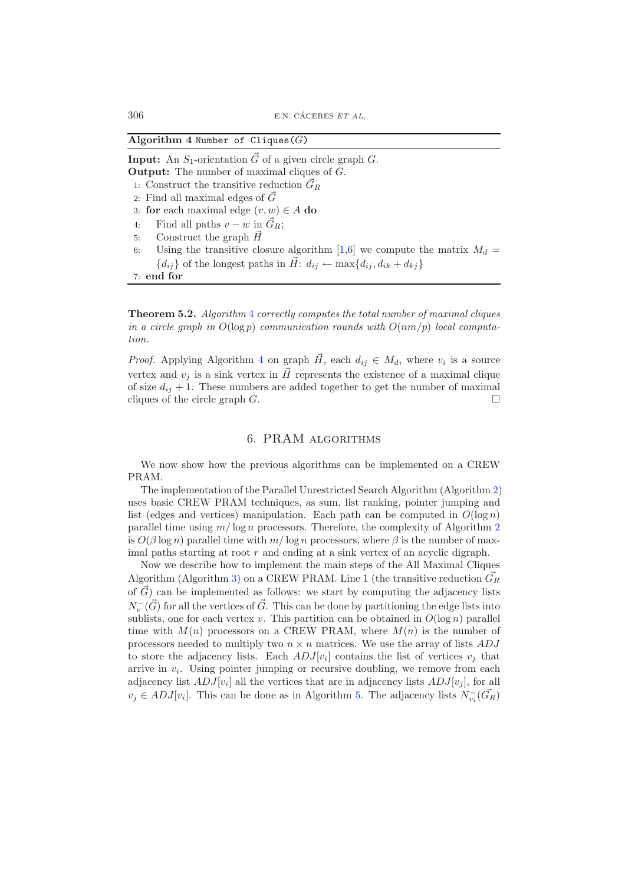**Algorithm 4** `Number of Cliques`($G$)

**Input:** An $S_1$-orientation $\vec{G}$ of a given circle graph $G$.
**Output:** The number of maximal cliques of $G$.

1: Construct the transitive reduction $\vec{G}_R$
2: Find all maximal edges of $\vec{G}$
3: **for** each maximal edge $(v, w) \in A$ **do**
4: &nbsp;&nbsp;&nbsp;&nbsp;Find all paths $v - w$ in $\vec{G}_R$;
5: &nbsp;&nbsp;&nbsp;&nbsp;Construct the graph $\vec{H}$
6: &nbsp;&nbsp;&nbsp;&nbsp;Using the transitive closure algorithm [1,6] we compute the matrix $M_d = \{d_{ij}\}$ of the longest paths in $\vec{H}$: $d_{ij} \leftarrow \max\{d_{ij}, d_{ik} + d_{kj}\}$
7: **end for**

**Theorem 5.2.** *Algorithm 4 correctly computes the total number of maximal cliques in a circle graph in $O(\log p)$ communication rounds with $O(nm/p)$ local computation.*

*Proof.* Applying Algorithm 4 on graph $\vec{H}$, each $d_{ij} \in M_d$, where $v_i$ is a source vertex and $v_j$ is a sink vertex in $\vec{H}$ represents the existence of a maximal clique of size $d_{ij} + 1$. These numbers are added together to get the number of maximal cliques of the circle graph $G$. □

## 6. PRAM algorithms

We now show how the previous algorithms can be implemented on a CREW PRAM.

The implementation of the Parallel Unrestricted Search Algorithm (Algorithm 2) uses basic CREW PRAM techniques, as sum, list ranking, pointer jumping and list (edges and vertices) manipulation. Each path can be computed in $O(\log n)$ parallel time using $m/\log n$ processors. Therefore, the complexity of Algorithm 2 is $O(\beta \log n)$ parallel time with $m/\log n$ processors, where $\beta$ is the number of maximal paths starting at root $r$ and ending at a sink vertex of an acyclic digraph.

Now we describe how to implement the main steps of the All Maximal Cliques Algorithm (Algorithm 3) on a CREW PRAM. Line 1 (the transitive reduction $\vec{G}_R$ of $\vec{G}$) can be implemented as follows: we start by computing the adjacency lists $N_v^-(\vec{G})$ for all the vertices of $\vec{G}$. This can be done by partitioning the edge lists into sublists, one for each vertex $v$. This partition can be obtained in $O(\log n)$ parallel time with $M(n)$ processors on a CREW PRAM, where $M(n)$ is the number of processors needed to multiply two $n \times n$ matrices. We use the array of lists $ADJ$ to store the adjacency lists. Each $ADJ[v_i]$ contains the list of vertices $v_j$ that arrive in $v_i$. Using pointer jumping or recursive doubling, we remove from each adjacency list $ADJ[v_i]$ all the vertices that are in adjacency lists $ADJ[v_j]$, for all $v_j \in ADJ[v_i]$. This can be done as in Algorithm 5. The adjacency lists $N_{v_i}^-(\vec{G}_R)$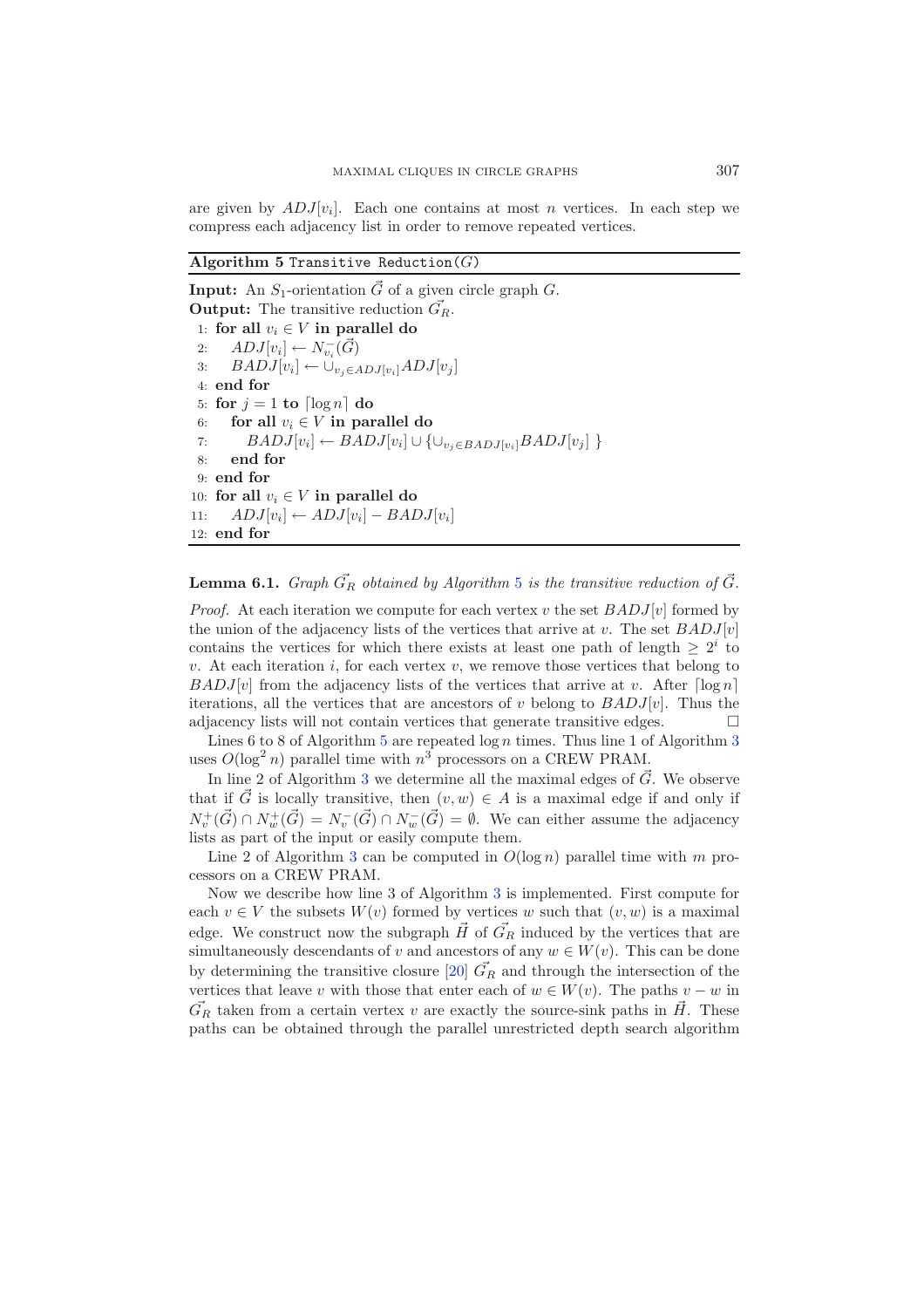are given by $ADJ[v_i]$. Each one contains at most $n$ vertices. In each step we compress each adjacency list in order to remove repeated vertices.

**Algorithm 5** `Transitive Reduction(G)`

**Input:** An $S_1$-orientation $\vec{G}$ of a given circle graph $G$.
**Output:** The transitive reduction $\vec{G_R}$.

```
1: for all v_i ∈ V in parallel do
2:    ADJ[v_i] ← N^-_{v_i}(G⃗)
3:    BADJ[v_i] ← ∪_{v_j ∈ ADJ[v_i]} ADJ[v_j]
4: end for
5: for j = 1 to ⌈log n⌉ do
6:    for all v_i ∈ V in parallel do
7:       BADJ[v_i] ← BADJ[v_i] ∪ {∪_{v_j ∈ BADJ[v_i]} BADJ[v_j] }
8:    end for
9: end for
10: for all v_i ∈ V in parallel do
11:    ADJ[v_i] ← ADJ[v_i] − BADJ[v_i]
12: end for
```

**Lemma 6.1.** *Graph $\vec{G_R}$ obtained by Algorithm 5 is the transitive reduction of $\vec{G}$.*

*Proof.* At each iteration we compute for each vertex $v$ the set $BADJ[v]$ formed by the union of the adjacency lists of the vertices that arrive at $v$. The set $BADJ[v]$ contains the vertices for which there exists at least one path of length $\geq 2^i$ to $v$. At each iteration $i$, for each vertex $v$, we remove those vertices that belong to $BADJ[v]$ from the adjacency lists of the vertices that arrive at $v$. After $\lceil \log n \rceil$ iterations, all the vertices that are ancestors of $v$ belong to $BADJ[v]$. Thus the adjacency lists will not contain vertices that generate transitive edges. □

Lines 6 to 8 of Algorithm 5 are repeated $\log n$ times. Thus line 1 of Algorithm 3 uses $O(\log^2 n)$ parallel time with $n^3$ processors on a CREW PRAM.

In line 2 of Algorithm 3 we determine all the maximal edges of $\vec{G}$. We observe that if $\vec{G}$ is locally transitive, then $(v, w) \in A$ is a maximal edge if and only if $N^+_v(\vec{G}) \cap N^+_w(\vec{G}) = N^-_v(\vec{G}) \cap N^-_w(\vec{G}) = \emptyset$. We can either assume the adjacency lists as part of the input or easily compute them.

Line 2 of Algorithm 3 can be computed in $O(\log n)$ parallel time with $m$ processors on a CREW PRAM.

Now we describe how line 3 of Algorithm 3 is implemented. First compute for each $v \in V$ the subsets $W(v)$ formed by vertices $w$ such that $(v, w)$ is a maximal edge. We construct now the subgraph $\vec{H}$ of $\vec{G_R}$ induced by the vertices that are simultaneously descendants of $v$ and ancestors of any $w \in W(v)$. This can be done by determining the transitive closure [20] $\vec{G_R}$ and through the intersection of the vertices that leave $v$ with those that enter each of $w \in W(v)$. The paths $v - w$ in $\vec{G_R}$ taken from a certain vertex $v$ are exactly the source-sink paths in $\vec{H}$. These paths can be obtained through the parallel unrestricted depth search algorithm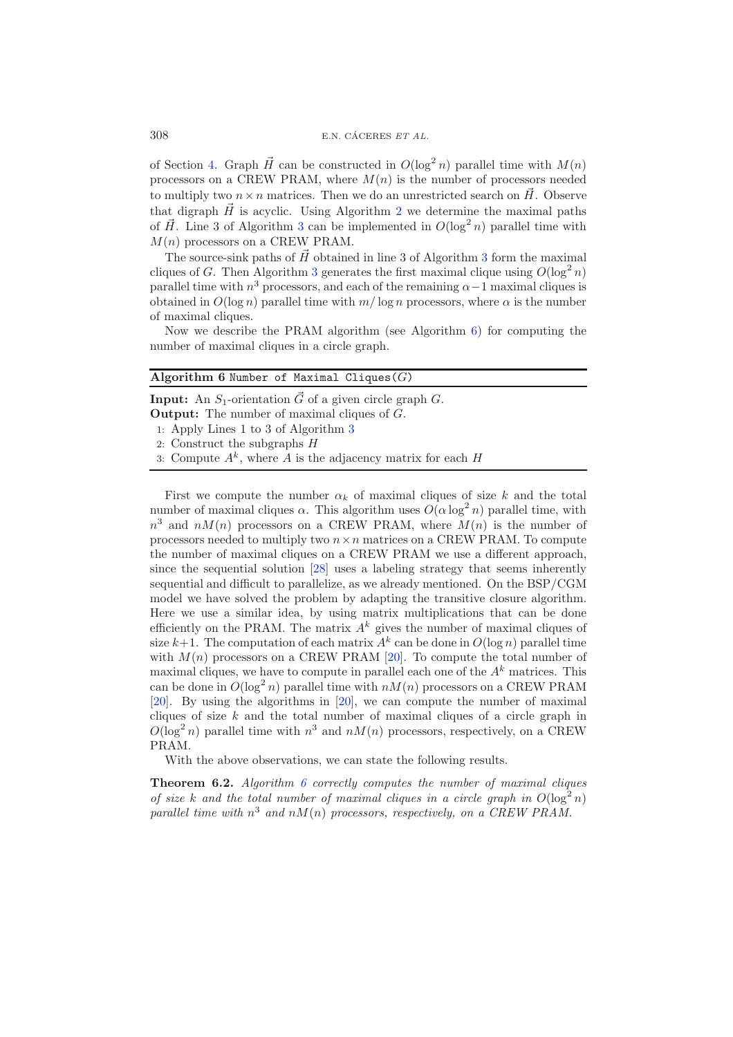of Section 4. Graph $\vec{H}$ can be constructed in $O(\log^2 n)$ parallel time with $M(n)$ processors on a CREW PRAM, where $M(n)$ is the number of processors needed to multiply two $n \times n$ matrices. Then we do an unrestricted search on $\vec{H}$. Observe that digraph $\vec{H}$ is acyclic. Using Algorithm 2 we determine the maximal paths of $\vec{H}$. Line 3 of Algorithm 3 can be implemented in $O(\log^2 n)$ parallel time with $M(n)$ processors on a CREW PRAM.

The source-sink paths of $\vec{H}$ obtained in line 3 of Algorithm 3 form the maximal cliques of $G$. Then Algorithm 3 generates the first maximal clique using $O(\log^2 n)$ parallel time with $n^3$ processors, and each of the remaining $\alpha - 1$ maximal cliques is obtained in $O(\log n)$ parallel time with $m/\log n$ processors, where $\alpha$ is the number of maximal cliques.

Now we describe the PRAM algorithm (see Algorithm 6) for computing the number of maximal cliques in a circle graph.

---

**Algorithm 6** `Number of Maximal Cliques(G)`

---

**Input:** An $S_1$-orientation $\vec{G}$ of a given circle graph $G$.
**Output:** The number of maximal cliques of $G$.

1: Apply Lines 1 to 3 of Algorithm 3
2: Construct the subgraphs $H$
3: Compute $A^k$, where $A$ is the adjacency matrix for each $H$

---

First we compute the number $\alpha_k$ of maximal cliques of size $k$ and the total number of maximal cliques $\alpha$. This algorithm uses $O(\alpha \log^2 n)$ parallel time, with $n^3$ and $nM(n)$ processors on a CREW PRAM, where $M(n)$ is the number of processors needed to multiply two $n \times n$ matrices on a CREW PRAM. To compute the number of maximal cliques on a CREW PRAM we use a different approach, since the sequential solution [28] uses a labeling strategy that seems inherently sequential and difficult to parallelize, as we already mentioned. On the BSP/CGM model we have solved the problem by adapting the transitive closure algorithm. Here we use a similar idea, by using matrix multiplications that can be done efficiently on the PRAM. The matrix $A^k$ gives the number of maximal cliques of size $k+1$. The computation of each matrix $A^k$ can be done in $O(\log n)$ parallel time with $M(n)$ processors on a CREW PRAM [20]. To compute the total number of maximal cliques, we have to compute in parallel each one of the $A^k$ matrices. This can be done in $O(\log^2 n)$ parallel time with $nM(n)$ processors on a CREW PRAM [20]. By using the algorithms in [20], we can compute the number of maximal cliques of size $k$ and the total number of maximal cliques of a circle graph in $O(\log^2 n)$ parallel time with $n^3$ and $nM(n)$ processors, respectively, on a CREW PRAM.

With the above observations, we can state the following results.

**Theorem 6.2.** *Algorithm 6 correctly computes the number of maximal cliques of size $k$ and the total number of maximal cliques in a circle graph in $O(\log^2 n)$ parallel time with $n^3$ and $nM(n)$ processors, respectively, on a CREW PRAM.*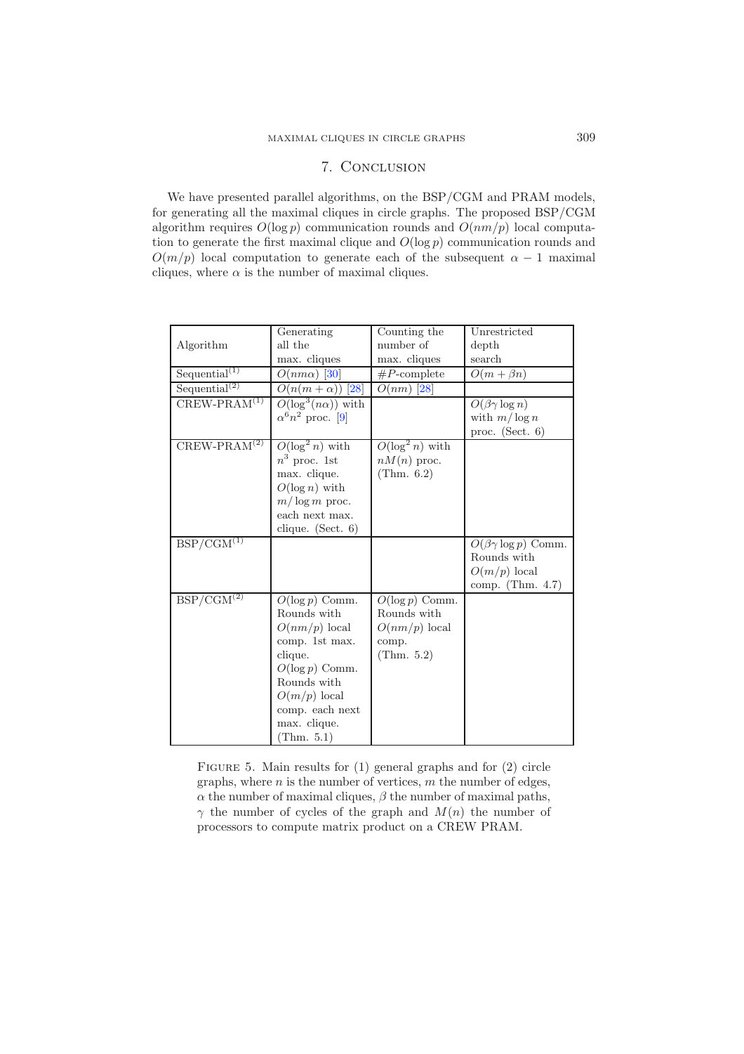## 7. Conclusion

We have presented parallel algorithms, on the BSP/CGM and PRAM models, for generating all the maximal cliques in circle graphs. The proposed BSP/CGM algorithm requires $O(\log p)$ communication rounds and $O(nm/p)$ local computation to generate the first maximal clique and $O(\log p)$ communication rounds and $O(m/p)$ local computation to generate each of the subsequent $\alpha - 1$ maximal cliques, where $\alpha$ is the number of maximal cliques.

| Algorithm | Generating all the max. cliques | Counting the number of max. cliques | Unrestricted depth search |
|---|---|---|---|
| Sequential$^{(1)}$ | $O(nm\alpha)$ [30] | $\#P$-complete | $O(m + \beta n)$ |
| Sequential$^{(2)}$ | $O(n(m + \alpha))$ [28] | $O(nm)$ [28] | |
| CREW-PRAM$^{(1)}$ | $O(\log^3(n\alpha))$ with $\alpha^6 n^2$ proc. [9] | | $O(\beta\gamma \log n)$ with $m/\log n$ proc. (Sect. 6) |
| CREW-PRAM$^{(2)}$ | $O(\log^2 n)$ with $n^3$ proc. 1st max. clique. $O(\log n)$ with $m/\log m$ proc. each next max. clique. (Sect. 6) | $O(\log^2 n)$ with $nM(n)$ proc. (Thm. 6.2) | |
| BSP/CGM$^{(1)}$ | | | $O(\beta\gamma \log p)$ Comm. Rounds with $O(m/p)$ local comp. (Thm. 4.7) |
| BSP/CGM$^{(2)}$ | $O(\log p)$ Comm. Rounds with $O(nm/p)$ local comp. 1st max. clique. $O(\log p)$ Comm. Rounds with $O(m/p)$ local comp. each next max. clique. (Thm. 5.1) | $O(\log p)$ Comm. Rounds with $O(nm/p)$ local comp. (Thm. 5.2) | |

Figure 5. Main results for (1) general graphs and for (2) circle graphs, where $n$ is the number of vertices, $m$ the number of edges, $\alpha$ the number of maximal cliques, $\beta$ the number of maximal paths, $\gamma$ the number of cycles of the graph and $M(n)$ the number of processors to compute matrix product on a CREW PRAM.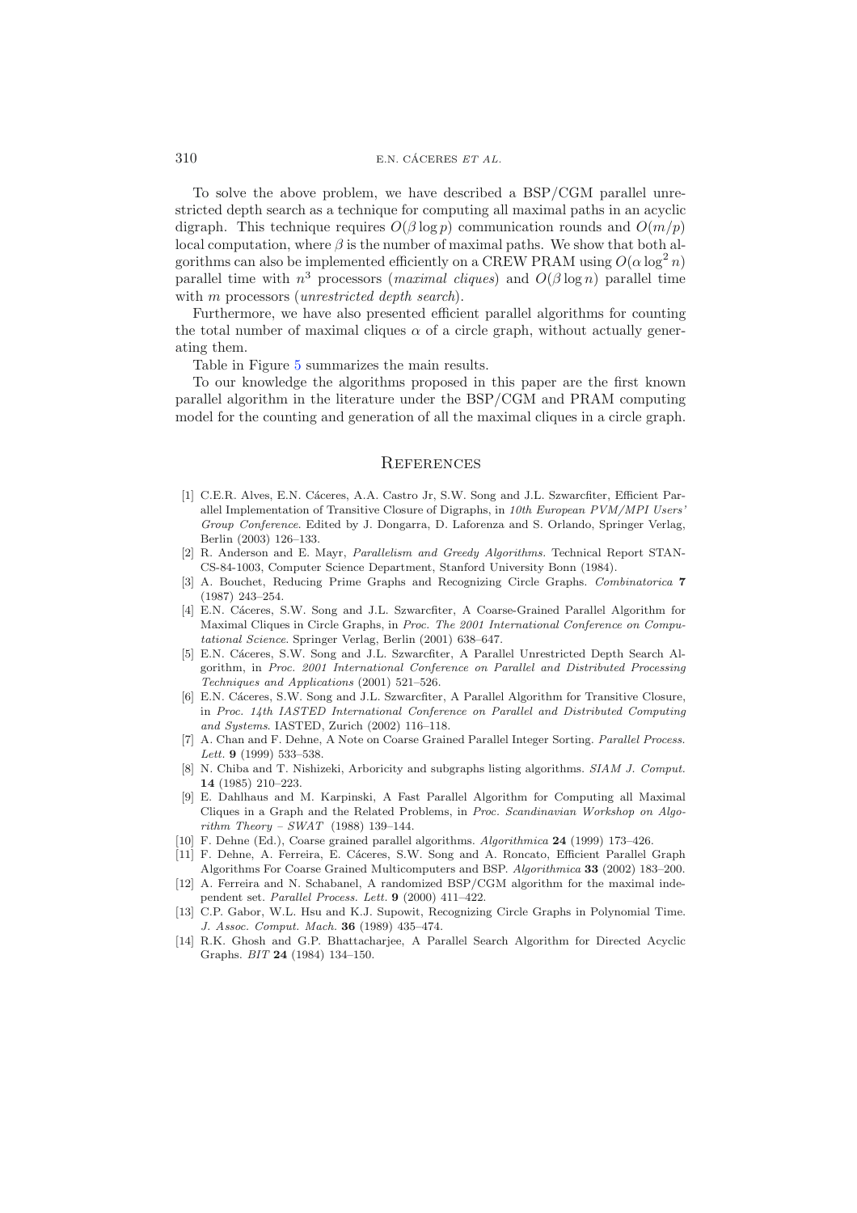To solve the above problem, we have described a BSP/CGM parallel unrestricted depth search as a technique for computing all maximal paths in an acyclic digraph. This technique requires $O(\beta \log p)$ communication rounds and $O(m/p)$ local computation, where $\beta$ is the number of maximal paths. We show that both algorithms can also be implemented efficiently on a CREW PRAM using $O(\alpha \log^2 n)$ parallel time with $n^3$ processors (*maximal cliques*) and $O(\beta \log n)$ parallel time with $m$ processors (*unrestricted depth search*).

Furthermore, we have also presented efficient parallel algorithms for counting the total number of maximal cliques $\alpha$ of a circle graph, without actually generating them.

Table in Figure 5 summarizes the main results.

To our knowledge the algorithms proposed in this paper are the first known parallel algorithm in the literature under the BSP/CGM and PRAM computing model for the counting and generation of all the maximal cliques in a circle graph.

## References

[1] C.E.R. Alves, E.N. Cáceres, A.A. Castro Jr, S.W. Song and J.L. Szwarcfiter, Efficient Parallel Implementation of Transitive Closure of Digraphs, in *10th European PVM/MPI Users' Group Conference*. Edited by J. Dongarra, D. Laforenza and S. Orlando, Springer Verlag, Berlin (2003) 126–133.

[2] R. Anderson and E. Mayr, *Parallelism and Greedy Algorithms*. Technical Report STAN-CS-84-1003, Computer Science Department, Stanford University Bonn (1984).

[3] A. Bouchet, Reducing Prime Graphs and Recognizing Circle Graphs. *Combinatorica* **7** (1987) 243–254.

[4] E.N. Cáceres, S.W. Song and J.L. Szwarcfiter, A Coarse-Grained Parallel Algorithm for Maximal Cliques in Circle Graphs, in *Proc. The 2001 International Conference on Computational Science*. Springer Verlag, Berlin (2001) 638–647.

[5] E.N. Cáceres, S.W. Song and J.L. Szwarcfiter, A Parallel Unrestricted Depth Search Algorithm, in *Proc. 2001 International Conference on Parallel and Distributed Processing Techniques and Applications* (2001) 521–526.

[6] E.N. Cáceres, S.W. Song and J.L. Szwarcfiter, A Parallel Algorithm for Transitive Closure, in *Proc. 14th IASTED International Conference on Parallel and Distributed Computing and Systems*. IASTED, Zurich (2002) 116–118.

[7] A. Chan and F. Dehne, A Note on Coarse Grained Parallel Integer Sorting. *Parallel Process. Lett.* **9** (1999) 533–538.

[8] N. Chiba and T. Nishizeki, Arboricity and subgraphs listing algorithms. *SIAM J. Comput.* **14** (1985) 210–223.

[9] E. Dahlhaus and M. Karpinski, A Fast Parallel Algorithm for Computing all Maximal Cliques in a Graph and the Related Problems, in *Proc. Scandinavian Workshop on Algorithm Theory – SWAT* (1988) 139–144.

[10] F. Dehne (Ed.), Coarse grained parallel algorithms. *Algorithmica* **24** (1999) 173–426.

[11] F. Dehne, A. Ferreira, E. Cáceres, S.W. Song and A. Roncato, Efficient Parallel Graph Algorithms For Coarse Grained Multicomputers and BSP. *Algorithmica* **33** (2002) 183–200.

[12] A. Ferreira and N. Schabanel, A randomized BSP/CGM algorithm for the maximal independent set. *Parallel Process. Lett.* **9** (2000) 411–422.

[13] C.P. Gabor, W.L. Hsu and K.J. Supowit, Recognizing Circle Graphs in Polynomial Time. *J. Assoc. Comput. Mach.* **36** (1989) 435–474.

[14] R.K. Ghosh and G.P. Bhattacharjee, A Parallel Search Algorithm for Directed Acyclic Graphs. *BIT* **24** (1984) 134–150.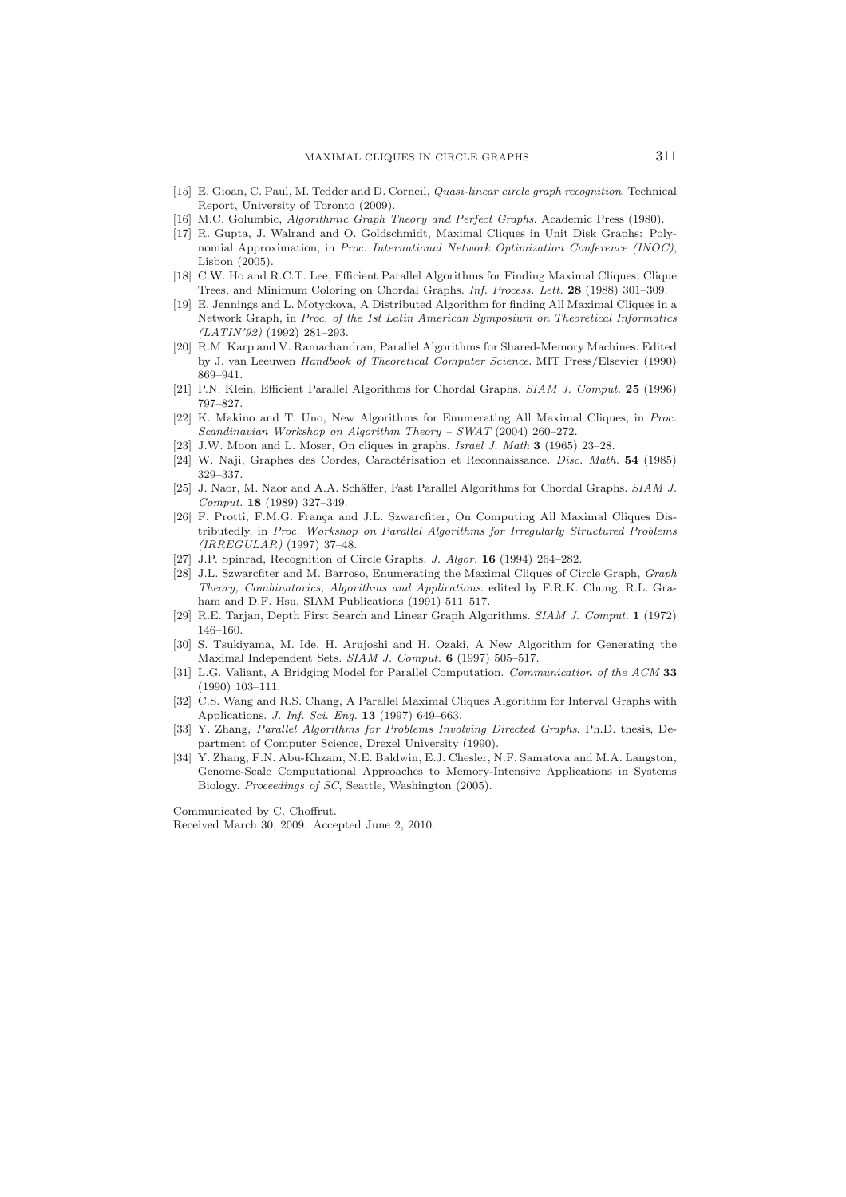[15] E. Gioan, C. Paul, M. Tedder and D. Corneil, *Quasi-linear circle graph recognition*. Technical Report, University of Toronto (2009).

[16] M.C. Golumbic, *Algorithmic Graph Theory and Perfect Graphs*. Academic Press (1980).

[17] R. Gupta, J. Walrand and O. Goldschmidt, Maximal Cliques in Unit Disk Graphs: Polynomial Approximation, in *Proc. International Network Optimization Conference (INOC)*, Lisbon (2005).

[18] C.W. Ho and R.C.T. Lee, Efficient Parallel Algorithms for Finding Maximal Cliques, Clique Trees, and Minimum Coloring on Chordal Graphs. *Inf. Process. Lett.* **28** (1988) 301–309.

[19] E. Jennings and L. Motyckova, A Distributed Algorithm for finding All Maximal Cliques in a Network Graph, in *Proc. of the 1st Latin American Symposium on Theoretical Informatics (LATIN'92)* (1992) 281–293.

[20] R.M. Karp and V. Ramachandran, Parallel Algorithms for Shared-Memory Machines. Edited by J. van Leeuwen *Handbook of Theoretical Computer Science*. MIT Press/Elsevier (1990) 869–941.

[21] P.N. Klein, Efficient Parallel Algorithms for Chordal Graphs. *SIAM J. Comput.* **25** (1996) 797–827.

[22] K. Makino and T. Uno, New Algorithms for Enumerating All Maximal Cliques, in *Proc. Scandinavian Workshop on Algorithm Theory – SWAT* (2004) 260–272.

[23] J.W. Moon and L. Moser, On cliques in graphs. *Israel J. Math* **3** (1965) 23–28.

[24] W. Naji, Graphes des Cordes, Caractérisation et Reconnaissance. *Disc. Math.* **54** (1985) 329–337.

[25] J. Naor, M. Naor and A.A. Schäffer, Fast Parallel Algorithms for Chordal Graphs. *SIAM J. Comput.* **18** (1989) 327–349.

[26] F. Protti, F.M.G. França and J.L. Szwarcfiter, On Computing All Maximal Cliques Distributedly, in *Proc. Workshop on Parallel Algorithms for Irregularly Structured Problems (IRREGULAR)* (1997) 37–48.

[27] J.P. Spinrad, Recognition of Circle Graphs. *J. Algor.* **16** (1994) 264–282.

[28] J.L. Szwarcfiter and M. Barroso, Enumerating the Maximal Cliques of Circle Graph, *Graph Theory, Combinatorics, Algorithms and Applications*. edited by F.R.K. Chung, R.L. Graham and D.F. Hsu, SIAM Publications (1991) 511–517.

[29] R.E. Tarjan, Depth First Search and Linear Graph Algorithms. *SIAM J. Comput.* **1** (1972) 146–160.

[30] S. Tsukiyama, M. Ide, H. Arujoshi and H. Ozaki, A New Algorithm for Generating the Maximal Independent Sets. *SIAM J. Comput.* **6** (1997) 505–517.

[31] L.G. Valiant, A Bridging Model for Parallel Computation. *Communication of the ACM* **33** (1990) 103–111.

[32] C.S. Wang and R.S. Chang, A Parallel Maximal Cliques Algorithm for Interval Graphs with Applications. *J. Inf. Sci. Eng.* **13** (1997) 649–663.

[33] Y. Zhang, *Parallel Algorithms for Problems Involving Directed Graphs*. Ph.D. thesis, Department of Computer Science, Drexel University (1990).

[34] Y. Zhang, F.N. Abu-Khzam, N.E. Baldwin, E.J. Chesler, N.F. Samatova and M.A. Langston, Genome-Scale Computational Approaches to Memory-Intensive Applications in Systems Biology. *Proceedings of SC*, Seattle, Washington (2005).

Communicated by C. Choffrut.

Received March 30, 2009. Accepted June 2, 2010.